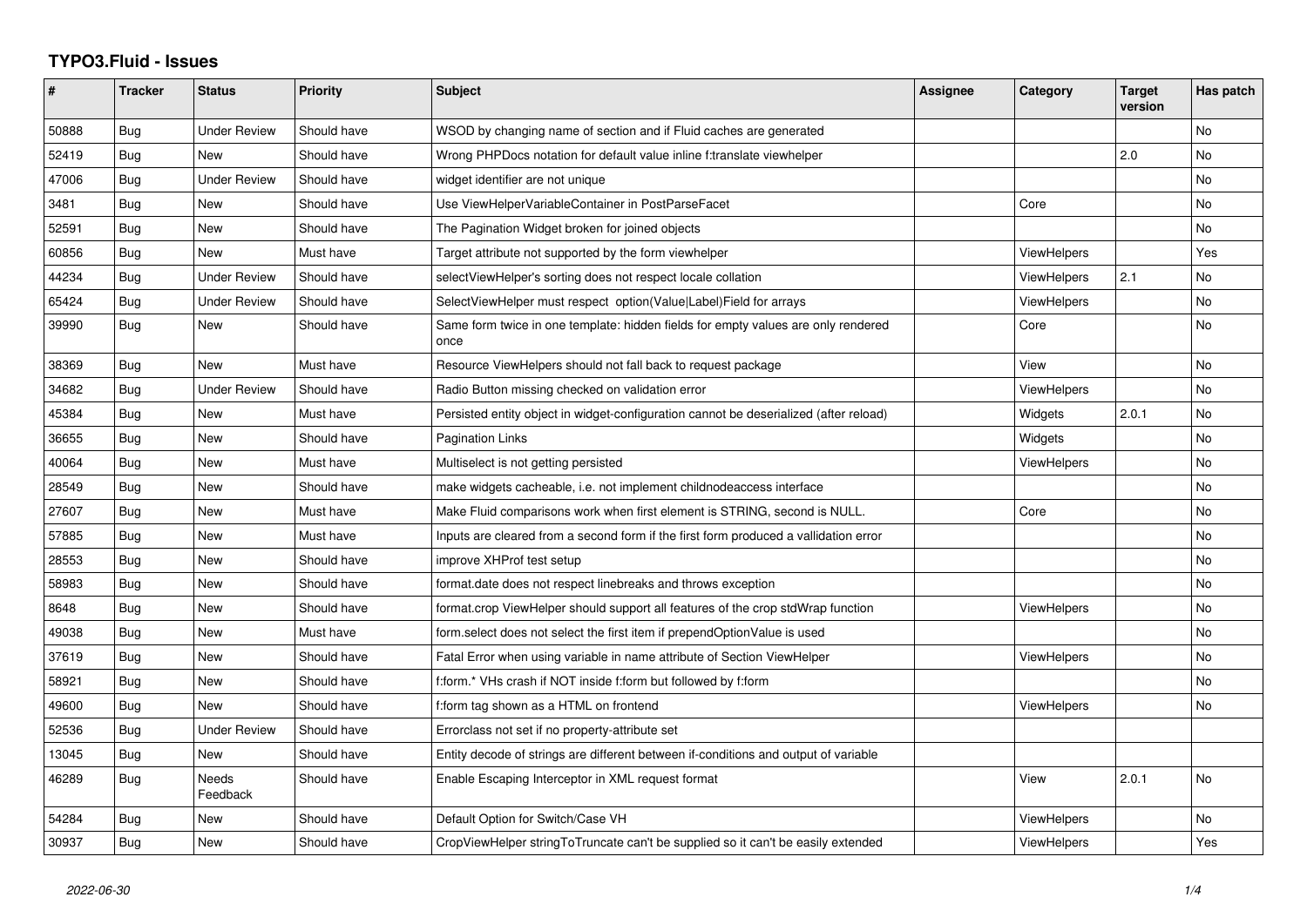# TYPO3.Fluid - Issues

| # | Tracker | Status | Priority | Subject | Assignee | Category | Target version | Has patch |
|---|---|---|---|---|---|---|---|---|
| 50888 | Bug | Under Review | Should have | WSOD by changing name of section and if Fluid caches are generated | | | | No |
| 52419 | Bug | New | Should have | Wrong PHPDocs notation for default value inline f:translate viewhelper | | | 2.0 | No |
| 47006 | Bug | Under Review | Should have | widget identifier are not unique | | | | No |
| 3481 | Bug | New | Should have | Use ViewHelperVariableContainer in PostParseFacet | | Core | | No |
| 52591 | Bug | New | Should have | The Pagination Widget broken for joined objects | | | | No |
| 60856 | Bug | New | Must have | Target attribute not supported by the form viewhelper | | ViewHelpers | | Yes |
| 44234 | Bug | Under Review | Should have | selectViewHelper's sorting does not respect locale collation | | ViewHelpers | 2.1 | No |
| 65424 | Bug | Under Review | Should have | SelectViewHelper must respect option(Value\|Label)Field for arrays | | ViewHelpers | | No |
| 39990 | Bug | New | Should have | Same form twice in one template: hidden fields for empty values are only rendered once | | Core | | No |
| 38369 | Bug | New | Must have | Resource ViewHelpers should not fall back to request package | | View | | No |
| 34682 | Bug | Under Review | Should have | Radio Button missing checked on validation error | | ViewHelpers | | No |
| 45384 | Bug | New | Must have | Persisted entity object in widget-configuration cannot be deserialized (after reload) | | Widgets | 2.0.1 | No |
| 36655 | Bug | New | Should have | Pagination Links | | Widgets | | No |
| 40064 | Bug | New | Must have | Multiselect is not getting persisted | | ViewHelpers | | No |
| 28549 | Bug | New | Should have | make widgets cacheable, i.e. not implement childnodeaccess interface | | | | No |
| 27607 | Bug | New | Must have | Make Fluid comparisons work when first element is STRING, second is NULL. | | Core | | No |
| 57885 | Bug | New | Must have | Inputs are cleared from a second form if the first form produced a vallidation error | | | | No |
| 28553 | Bug | New | Should have | improve XHProf test setup | | | | No |
| 58983 | Bug | New | Should have | format.date does not respect linebreaks and throws exception | | | | No |
| 8648 | Bug | New | Should have | format.crop ViewHelper should support all features of the crop stdWrap function | | ViewHelpers | | No |
| 49038 | Bug | New | Must have | form.select does not select the first item if prependOptionValue is used | | | | No |
| 37619 | Bug | New | Should have | Fatal Error when using variable in name attribute of Section ViewHelper | | ViewHelpers | | No |
| 58921 | Bug | New | Should have | f:form.* VHs crash if NOT inside f:form but followed by f:form | | | | No |
| 49600 | Bug | New | Should have | f:form tag shown as a HTML on frontend | | ViewHelpers | | No |
| 52536 | Bug | Under Review | Should have | Errorclass not set if no property-attribute set | | | | |
| 13045 | Bug | New | Should have | Entity decode of strings are different between if-conditions and output of variable | | | | |
| 46289 | Bug | Needs Feedback | Should have | Enable Escaping Interceptor in XML request format | | View | 2.0.1 | No |
| 54284 | Bug | New | Should have | Default Option for Switch/Case VH | | ViewHelpers | | No |
| 30937 | Bug | New | Should have | CropViewHelper stringToTruncate can't be supplied so it can't be easily extended | | ViewHelpers | | Yes |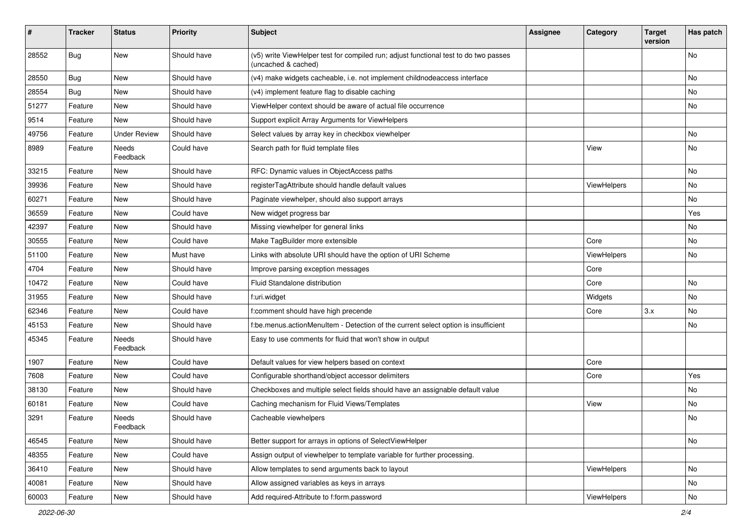| # | Tracker | Status | Priority | Subject | Assignee | Category | Target version | Has patch |
|---|---|---|---|---|---|---|---|---|
| 28552 | Bug | New | Should have | (v5) write ViewHelper test for compiled run; adjust functional test to do two passes (uncached & cached) | | | | No |
| 28550 | Bug | New | Should have | (v4) make widgets cacheable, i.e. not implement childnodeaccess interface | | | | No |
| 28554 | Bug | New | Should have | (v4) implement feature flag to disable caching | | | | No |
| 51277 | Feature | New | Should have | ViewHelper context should be aware of actual file occurrence | | | | No |
| 9514 | Feature | New | Should have | Support explicit Array Arguments for ViewHelpers | | | | |
| 49756 | Feature | Under Review | Should have | Select values by array key in checkbox viewhelper | | | | No |
| 8989 | Feature | Needs Feedback | Could have | Search path for fluid template files | | View | | No |
| 33215 | Feature | New | Should have | RFC: Dynamic values in ObjectAccess paths | | | | No |
| 39936 | Feature | New | Should have | registerTagAttribute should handle default values | | ViewHelpers | | No |
| 60271 | Feature | New | Should have | Paginate viewhelper, should also support arrays | | | | No |
| 36559 | Feature | New | Could have | New widget progress bar | | | | Yes |
| 42397 | Feature | New | Should have | Missing viewhelper for general links | | | | No |
| 30555 | Feature | New | Could have | Make TagBuilder more extensible | | Core | | No |
| 51100 | Feature | New | Must have | Links with absolute URI should have the option of URI Scheme | | ViewHelpers | | No |
| 4704 | Feature | New | Should have | Improve parsing exception messages | | Core | | |
| 10472 | Feature | New | Could have | Fluid Standalone distribution | | Core | | No |
| 31955 | Feature | New | Should have | f:uri.widget | | Widgets | | No |
| 62346 | Feature | New | Could have | f:comment should have high precende | | Core | 3.x | No |
| 45153 | Feature | New | Should have | f:be.menus.actionMenuItem - Detection of the current select option is insufficient | | | | No |
| 45345 | Feature | Needs Feedback | Should have | Easy to use comments for fluid that won't show in output | | | | |
| 1907 | Feature | New | Could have | Default values for view helpers based on context | | Core | | |
| 7608 | Feature | New | Could have | Configurable shorthand/object accessor delimiters | | Core | | Yes |
| 38130 | Feature | New | Should have | Checkboxes and multiple select fields should have an assignable default value | | | | No |
| 60181 | Feature | New | Could have | Caching mechanism for Fluid Views/Templates | | View | | No |
| 3291 | Feature | Needs Feedback | Should have | Cacheable viewhelpers | | | | No |
| 46545 | Feature | New | Should have | Better support for arrays in options of SelectViewHelper | | | | No |
| 48355 | Feature | New | Could have | Assign output of viewhelper to template variable for further processing. | | | | |
| 36410 | Feature | New | Should have | Allow templates to send arguments back to layout | | ViewHelpers | | No |
| 40081 | Feature | New | Should have | Allow assigned variables as keys in arrays | | | | No |
| 60003 | Feature | New | Should have | Add required-Attribute to f:form.password | | ViewHelpers | | No |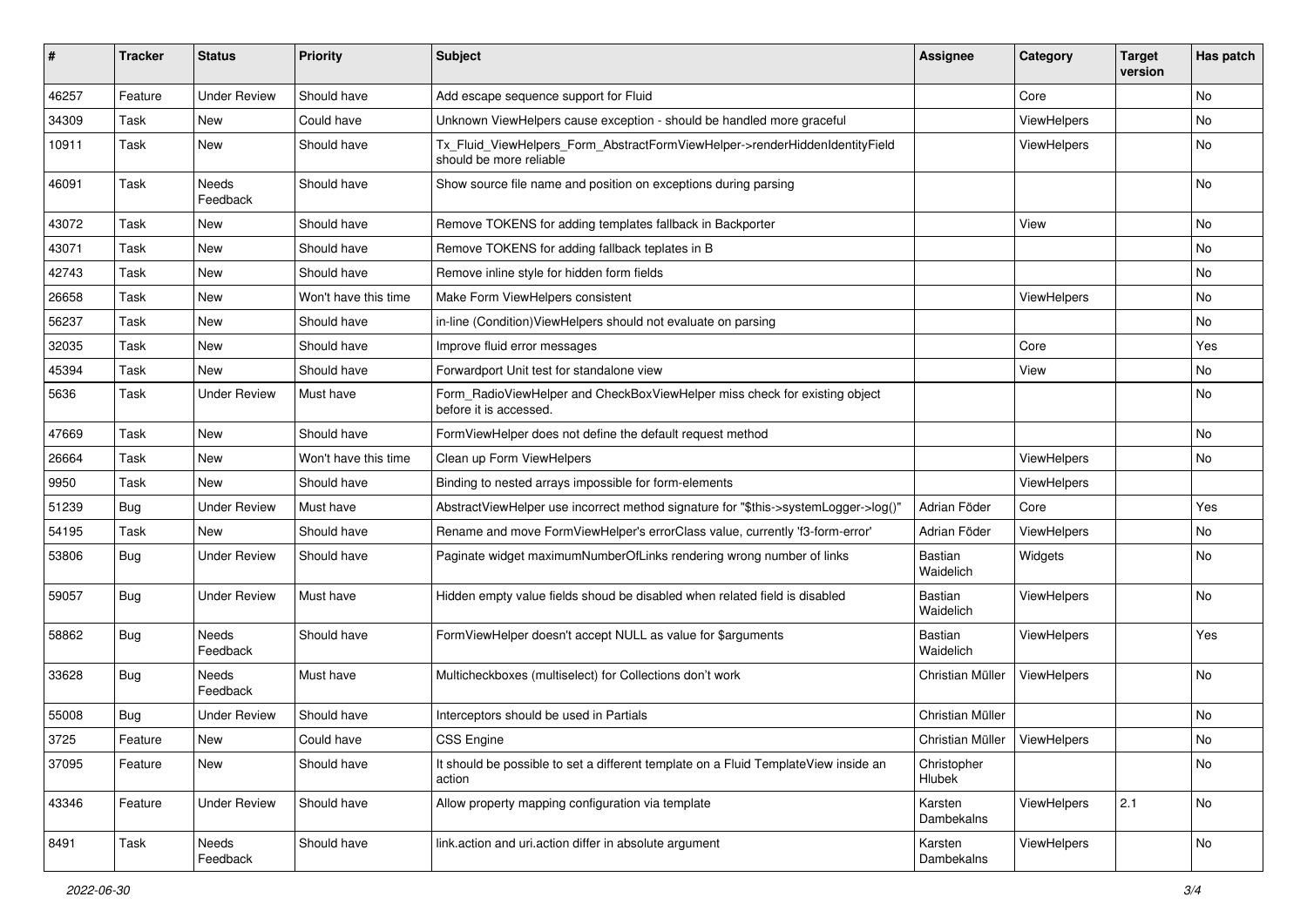| # | Tracker | Status | Priority | Subject | Assignee | Category | Target version | Has patch |
|---|---|---|---|---|---|---|---|---|
| 46257 | Feature | Under Review | Should have | Add escape sequence support for Fluid | | Core | | No |
| 34309 | Task | New | Could have | Unknown ViewHelpers cause exception - should be handled more graceful | | ViewHelpers | | No |
| 10911 | Task | New | Should have | Tx_Fluid_ViewHelpers_Form_AbstractFormViewHelper->renderHiddenIdentityField should be more reliable | | ViewHelpers | | No |
| 46091 | Task | Needs Feedback | Should have | Show source file name and position on exceptions during parsing | | | | No |
| 43072 | Task | New | Should have | Remove TOKENS for adding templates fallback in Backporter | | View | | No |
| 43071 | Task | New | Should have | Remove TOKENS for adding fallback teplates in B | | | | No |
| 42743 | Task | New | Should have | Remove inline style for hidden form fields | | | | No |
| 26658 | Task | New | Won't have this time | Make Form ViewHelpers consistent | | ViewHelpers | | No |
| 56237 | Task | New | Should have | in-line (Condition)ViewHelpers should not evaluate on parsing | | | | No |
| 32035 | Task | New | Should have | Improve fluid error messages | | Core | | Yes |
| 45394 | Task | New | Should have | Forwardport Unit test for standalone view | | View | | No |
| 5636 | Task | Under Review | Must have | Form_RadioViewHelper and CheckBoxViewHelper miss check for existing object before it is accessed. | | | | No |
| 47669 | Task | New | Should have | FormViewHelper does not define the default request method | | | | No |
| 26664 | Task | New | Won't have this time | Clean up Form ViewHelpers | | ViewHelpers | | No |
| 9950 | Task | New | Should have | Binding to nested arrays impossible for form-elements | | ViewHelpers | | |
| 51239 | Bug | Under Review | Must have | AbstractViewHelper use incorrect method signature for "$this->systemLogger->log()" | Adrian Föder | Core | | Yes |
| 54195 | Task | New | Should have | Rename and move FormViewHelper's errorClass value, currently 'f3-form-error' | Adrian Föder | ViewHelpers | | No |
| 53806 | Bug | Under Review | Should have | Paginate widget maximumNumberOfLinks rendering wrong number of links | Bastian Waidelich | Widgets | | No |
| 59057 | Bug | Under Review | Must have | Hidden empty value fields shoud be disabled when related field is disabled | Bastian Waidelich | ViewHelpers | | No |
| 58862 | Bug | Needs Feedback | Should have | FormViewHelper doesn't accept NULL as value for $arguments | Bastian Waidelich | ViewHelpers | | Yes |
| 33628 | Bug | Needs Feedback | Must have | Multicheckboxes (multiselect) for Collections don't work | Christian Müller | ViewHelpers | | No |
| 55008 | Bug | Under Review | Should have | Interceptors should be used in Partials | Christian Müller | | | No |
| 3725 | Feature | New | Could have | CSS Engine | Christian Müller | ViewHelpers | | No |
| 37095 | Feature | New | Should have | It should be possible to set a different template on a Fluid TemplateView inside an action | Christopher Hlubek | | | No |
| 43346 | Feature | Under Review | Should have | Allow property mapping configuration via template | Karsten Dambekalns | ViewHelpers | 2.1 | No |
| 8491 | Task | Needs Feedback | Should have | link.action and uri.action differ in absolute argument | Karsten Dambekalns | ViewHelpers | | No |

*2022-06-30*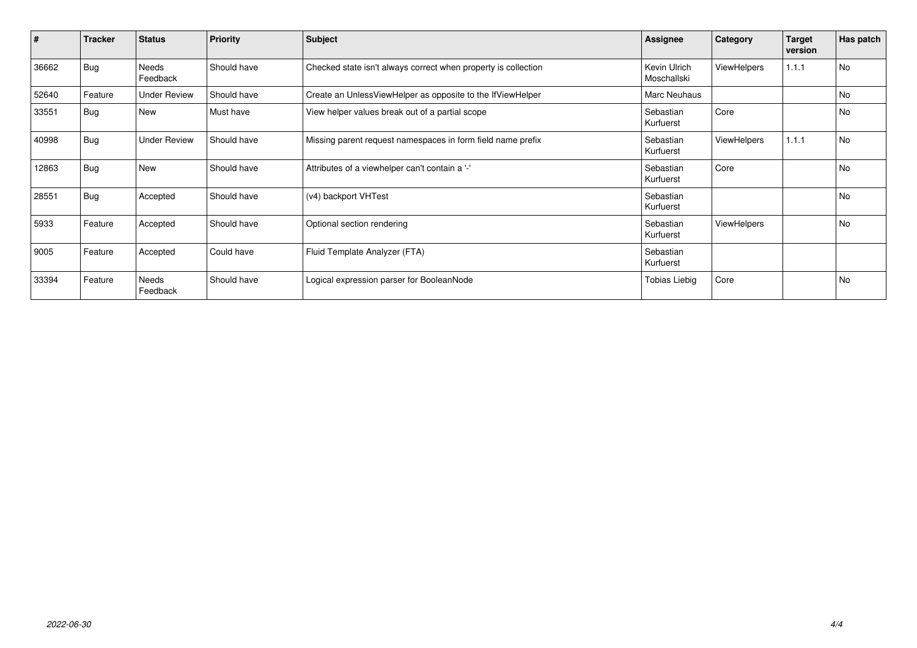| # | Tracker | Status | Priority | Subject | Assignee | Category | Target version | Has patch |
|---|---|---|---|---|---|---|---|---|
| 36662 | Bug | Needs Feedback | Should have | Checked state isn't always correct when property is collection | Kevin Ulrich Moschallski | ViewHelpers | 1.1.1 | No |
| 52640 | Feature | Under Review | Should have | Create an UnlessViewHelper as opposite to the IfViewHelper | Marc Neuhaus | | | No |
| 33551 | Bug | New | Must have | View helper values break out of a partial scope | Sebastian Kurfuerst | Core | | No |
| 40998 | Bug | Under Review | Should have | Missing parent request namespaces in form field name prefix | Sebastian Kurfuerst | ViewHelpers | 1.1.1 | No |
| 12863 | Bug | New | Should have | Attributes of a viewhelper can't contain a '-' | Sebastian Kurfuerst | Core | | No |
| 28551 | Bug | Accepted | Should have | (v4) backport VHTest | Sebastian Kurfuerst | | | No |
| 5933 | Feature | Accepted | Should have | Optional section rendering | Sebastian Kurfuerst | ViewHelpers | | No |
| 9005 | Feature | Accepted | Could have | Fluid Template Analyzer (FTA) | Sebastian Kurfuerst | | | |
| 33394 | Feature | Needs Feedback | Should have | Logical expression parser for BooleanNode | Tobias Liebig | Core | | No |

*2022-06-30*